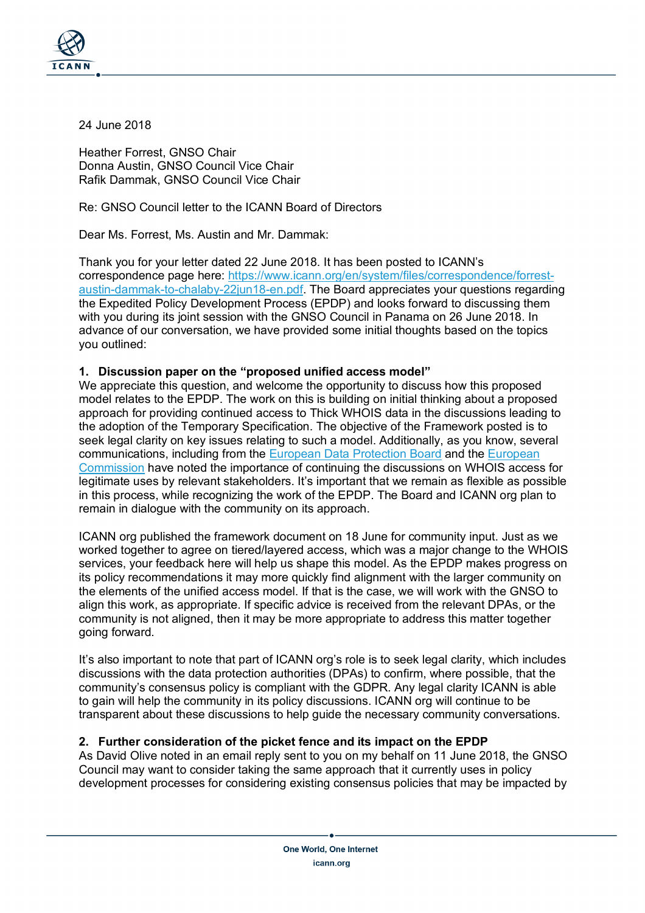24 June 2018

Heather Forrest, GNSO Chair
Donna Austin, GNSO Council Vice Chair
Rafik Dammak, GNSO Council Vice Chair

Re: GNSO Council letter to the ICANN Board of Directors

Dear Ms. Forrest, Ms. Austin and Mr. Dammak:

Thank you for your letter dated 22 June 2018. It has been posted to ICANN's correspondence page here: [https://www.icann.org/en/system/files/correspondence/forrest-austin-dammak-to-chalaby-22jun18-en.pdf](https://www.icann.org/en/system/files/correspondence/forrest-austin-dammak-to-chalaby-22jun18-en.pdf). The Board appreciates your questions regarding the Expedited Policy Development Process (EPDP) and looks forward to discussing them with you during its joint session with the GNSO Council in Panama on 26 June 2018. In advance of our conversation, we have provided some initial thoughts based on the topics you outlined:

**1. Discussion paper on the "proposed unified access model"**

We appreciate this question, and welcome the opportunity to discuss how this proposed model relates to the EPDP. The work on this is building on initial thinking about a proposed approach for providing continued access to Thick WHOIS data in the discussions leading to the adoption of the Temporary Specification. The objective of the Framework posted is to seek legal clarity on key issues relating to such a model. Additionally, as you know, several communications, including from the European Data Protection Board and the European Commission have noted the importance of continuing the discussions on WHOIS access for legitimate uses by relevant stakeholders. It's important that we remain as flexible as possible in this process, while recognizing the work of the EPDP. The Board and ICANN org plan to remain in dialogue with the community on its approach.

ICANN org published the framework document on 18 June for community input. Just as we worked together to agree on tiered/layered access, which was a major change to the WHOIS services, your feedback here will help us shape this model. As the EPDP makes progress on its policy recommendations it may more quickly find alignment with the larger community on the elements of the unified access model. If that is the case, we will work with the GNSO to align this work, as appropriate. If specific advice is received from the relevant DPAs, or the community is not aligned, then it may be more appropriate to address this matter together going forward.

It's also important to note that part of ICANN org's role is to seek legal clarity, which includes discussions with the data protection authorities (DPAs) to confirm, where possible, that the community's consensus policy is compliant with the GDPR. Any legal clarity ICANN is able to gain will help the community in its policy discussions. ICANN org will continue to be transparent about these discussions to help guide the necessary community conversations.

**2. Further consideration of the picket fence and its impact on the EPDP**

As David Olive noted in an email reply sent to you on my behalf on 11 June 2018, the GNSO Council may want to consider taking the same approach that it currently uses in policy development processes for considering existing consensus policies that may be impacted by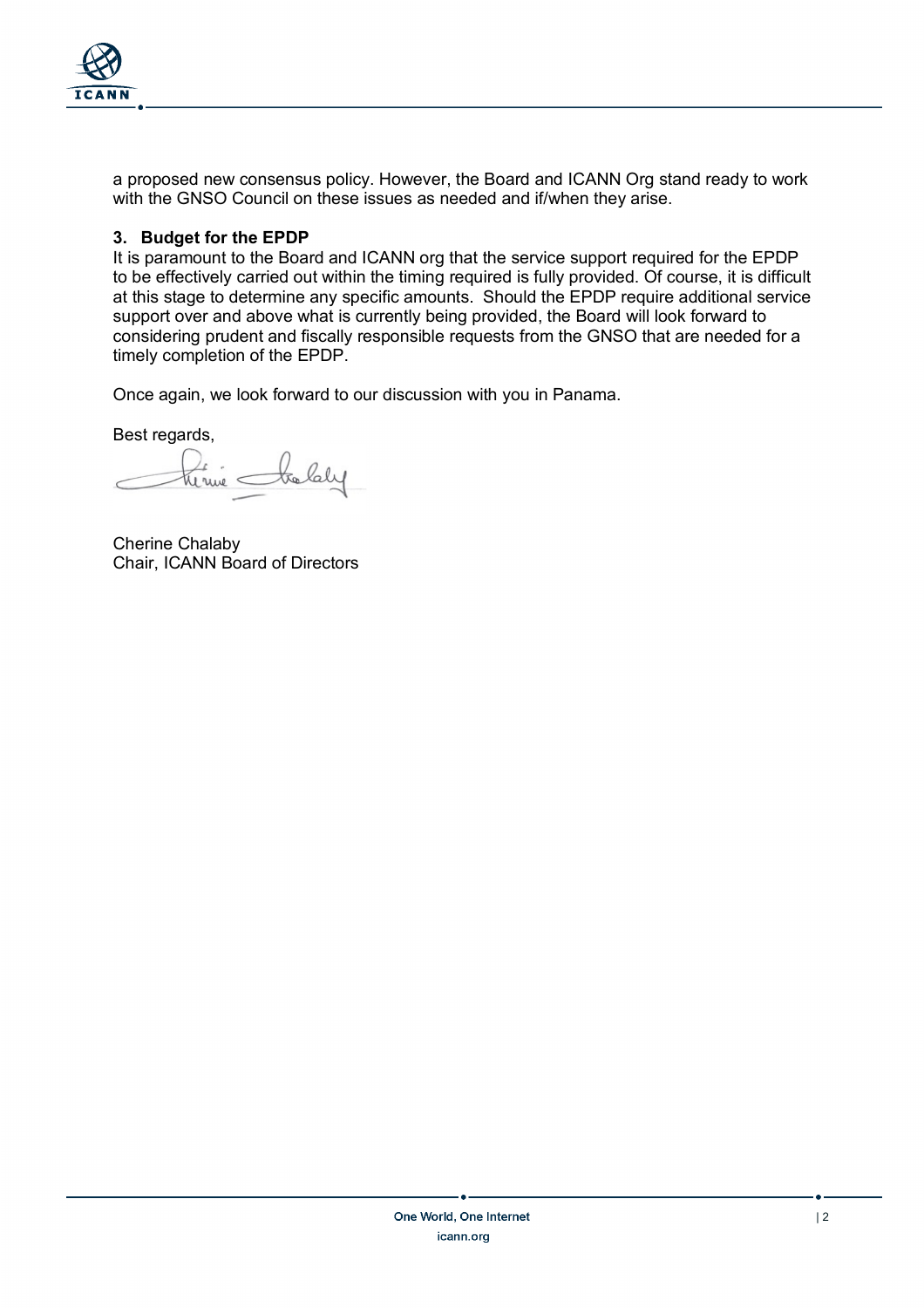a proposed new consensus policy. However, the Board and ICANN Org stand ready to work with the GNSO Council on these issues as needed and if/when they arise.

### 3. Budget for the EPDP

It is paramount to the Board and ICANN org that the service support required for the EPDP to be effectively carried out within the timing required is fully provided. Of course, it is difficult at this stage to determine any specific amounts. Should the EPDP require additional service support over and above what is currently being provided, the Board will look forward to considering prudent and fiscally responsible requests from the GNSO that are needed for a timely completion of the EPDP.

Once again, we look forward to our discussion with you in Panama.

Best regards,

Cherine Chalaby
Chair, ICANN Board of Directors